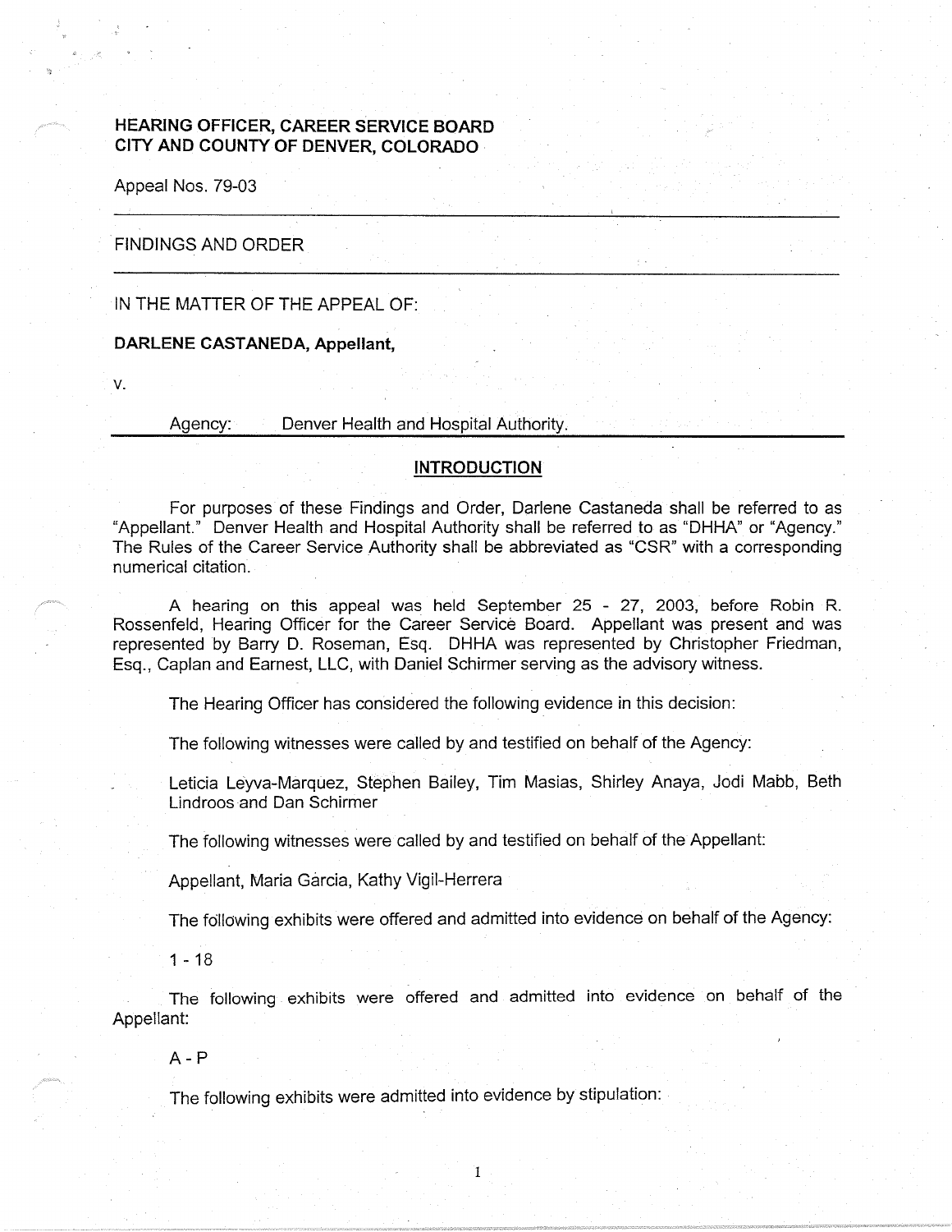**HEARING OFFICER, CAREER SERVICE BOARD**
**CITY AND COUNTY OF DENVER, COLORADO**

Appeal Nos. 79-03

---

FINDINGS AND ORDER

---

IN THE MATTER OF THE APPEAL OF:

**DARLENE CASTANEDA, Appellant,**

v.

Agency: Denver Health and Hospital Authority.

---

## INTRODUCTION

For purposes of these Findings and Order, Darlene Castaneda shall be referred to as "Appellant." Denver Health and Hospital Authority shall be referred to as "DHHA" or "Agency." The Rules of the Career Service Authority shall be abbreviated as "CSR" with a corresponding numerical citation.

A hearing on this appeal was held September 25 - 27, 2003, before Robin R. Rossenfeld, Hearing Officer for the Career Service Board. Appellant was present and was represented by Barry D. Roseman, Esq. DHHA was represented by Christopher Friedman, Esq., Caplan and Earnest, LLC, with Daniel Schirmer serving as the advisory witness.

The Hearing Officer has considered the following evidence in this decision:

The following witnesses were called by and testified on behalf of the Agency:

Leticia Leyva-Marquez, Stephen Bailey, Tim Masias, Shirley Anaya, Jodi Mabb, Beth Lindroos and Dan Schirmer

The following witnesses were called by and testified on behalf of the Appellant:

Appellant, Maria Garcia, Kathy Vigil-Herrera

The following exhibits were offered and admitted into evidence on behalf of the Agency:

1 - 18

The following exhibits were offered and admitted into evidence on behalf of the Appellant:

A - P

The following exhibits were admitted into evidence by stipulation: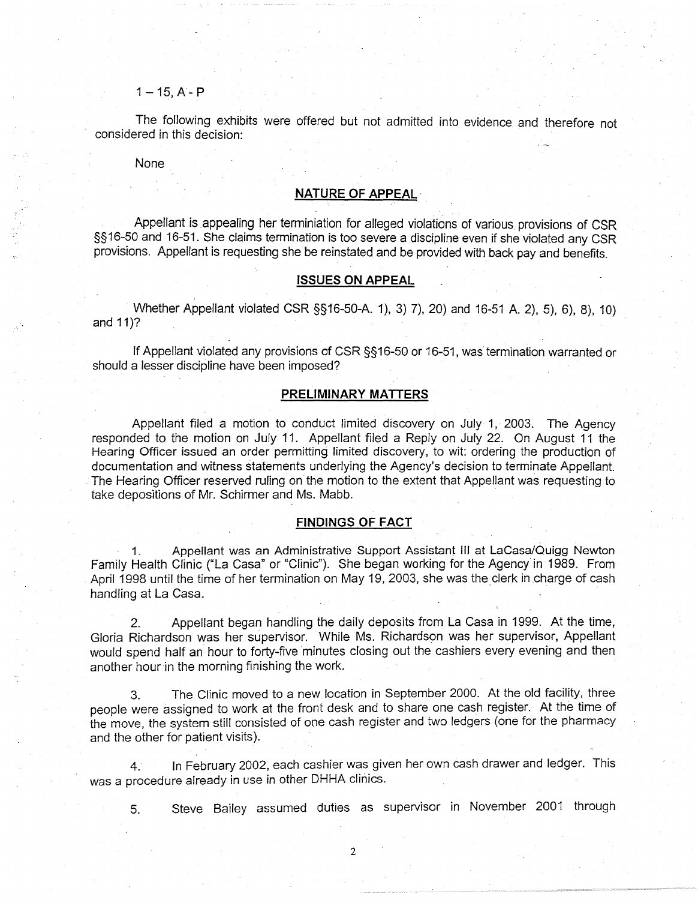1 – 15, A - P

The following exhibits were offered but not admitted into evidence and therefore not considered in this decision:

None

## NATURE OF APPEAL

Appellant is appealing her terminiation for alleged violations of various provisions of CSR §§16-50 and 16-51. She claims termination is too severe a discipline even if she violated any CSR provisions. Appellant is requesting she be reinstated and be provided with back pay and benefits.

## ISSUES ON APPEAL

Whether Appellant violated CSR §§16-50-A. 1), 3) 7), 20) and 16-51 A. 2), 5), 6), 8), 10) and 11)?

If Appellant violated any provisions of CSR §§16-50 or 16-51, was termination warranted or should a lesser discipline have been imposed?

## PRELIMINARY MATTERS

Appellant filed a motion to conduct limited discovery on July 1, 2003. The Agency responded to the motion on July 11. Appellant filed a Reply on July 22. On August 11 the Hearing Officer issued an order permitting limited discovery, to wit: ordering the production of documentation and witness statements underlying the Agency's decision to terminate Appellant. The Hearing Officer reserved ruling on the motion to the extent that Appellant was requesting to take depositions of Mr. Schirmer and Ms. Mabb.

## FINDINGS OF FACT

1. Appellant was an Administrative Support Assistant III at LaCasa/Quigg Newton Family Health Clinic ("La Casa" or "Clinic"). She began working for the Agency in 1989. From April 1998 until the time of her termination on May 19, 2003, she was the clerk in charge of cash handling at La Casa.

2. Appellant began handling the daily deposits from La Casa in 1999. At the time, Gloria Richardson was her supervisor. While Ms. Richardson was her supervisor, Appellant would spend half an hour to forty-five minutes closing out the cashiers every evening and then another hour in the morning finishing the work.

3. The Clinic moved to a new location in September 2000. At the old facility, three people were assigned to work at the front desk and to share one cash register. At the time of the move, the system still consisted of one cash register and two ledgers (one for the pharmacy and the other for patient visits).

4. In February 2002, each cashier was given her own cash drawer and ledger. This was a procedure already in use in other DHHA clinics.

5. Steve Bailey assumed duties as supervisor in November 2001 through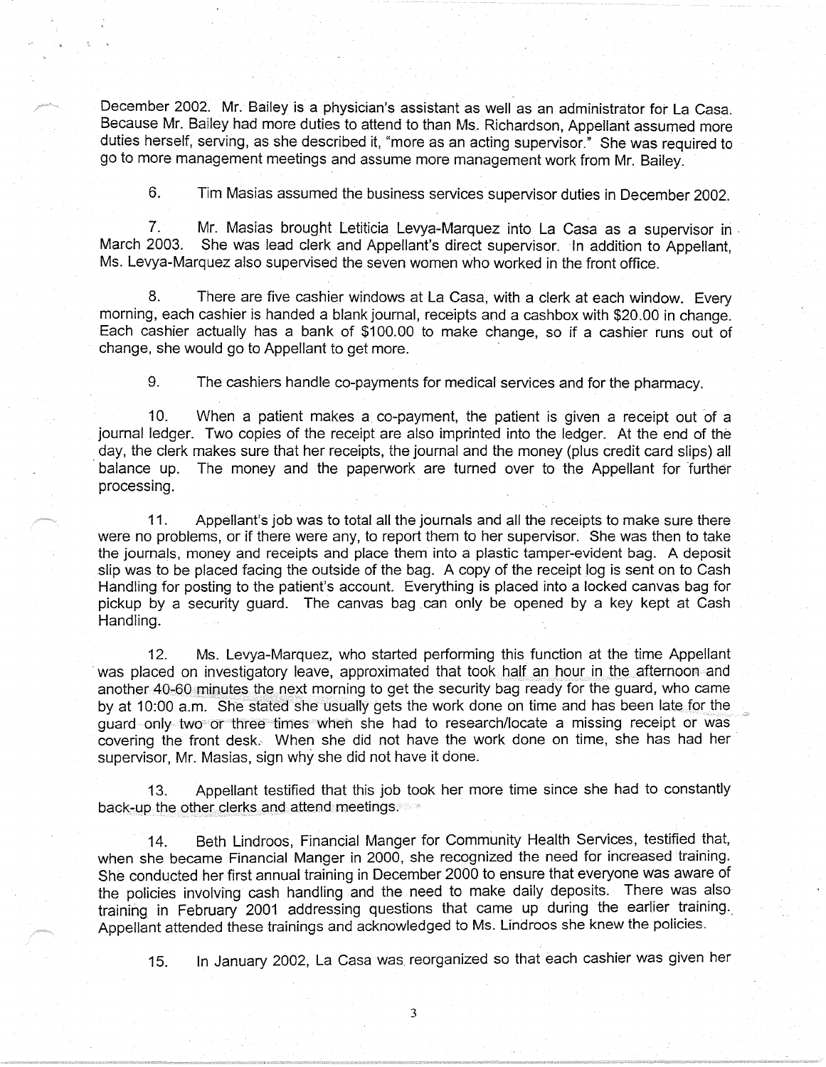December 2002. Mr. Bailey is a physician's assistant as well as an administrator for La Casa. Because Mr. Bailey had more duties to attend to than Ms. Richardson, Appellant assumed more duties herself, serving, as she described it, "more as an acting supervisor." She was required to go to more management meetings and assume more management work from Mr. Bailey.

6. Tim Masias assumed the business services supervisor duties in December 2002.

7. Mr. Masias brought Letiticia Levya-Marquez into La Casa as a supervisor in March 2003. She was lead clerk and Appellant's direct supervisor. In addition to Appellant, Ms. Levya-Marquez also supervised the seven women who worked in the front office.

8. There are five cashier windows at La Casa, with a clerk at each window. Every morning, each cashier is handed a blank journal, receipts and a cashbox with $20.00 in change. Each cashier actually has a bank of $100.00 to make change, so if a cashier runs out of change, she would go to Appellant to get more.

9. The cashiers handle co-payments for medical services and for the pharmacy.

10. When a patient makes a co-payment, the patient is given a receipt out of a journal ledger. Two copies of the receipt are also imprinted into the ledger. At the end of the day, the clerk makes sure that her receipts, the journal and the money (plus credit card slips) all balance up. The money and the paperwork are turned over to the Appellant for further processing.

11. Appellant's job was to total all the journals and all the receipts to make sure there were no problems, or if there were any, to report them to her supervisor. She was then to take the journals, money and receipts and place them into a plastic tamper-evident bag. A deposit slip was to be placed facing the outside of the bag. A copy of the receipt log is sent on to Cash Handling for posting to the patient's account. Everything is placed into a locked canvas bag for pickup by a security guard. The canvas bag can only be opened by a key kept at Cash Handling.

12. Ms. Levya-Marquez, who started performing this function at the time Appellant was placed on investigatory leave, approximated that took half an hour in the afternoon and another 40-60 minutes the next morning to get the security bag ready for the guard, who came by at 10:00 a.m. She stated she usually gets the work done on time and has been late for the guard only two or three times when she had to research/locate a missing receipt or was covering the front desk. When she did not have the work done on time, she has had her supervisor, Mr. Masias, sign why she did not have it done.

13. Appellant testified that this job took her more time since she had to constantly back-up the other clerks and attend meetings.

14. Beth Lindroos, Financial Manger for Community Health Services, testified that, when she became Financial Manger in 2000, she recognized the need for increased training. She conducted her first annual training in December 2000 to ensure that everyone was aware of the policies involving cash handling and the need to make daily deposits. There was also training in February 2001 addressing questions that came up during the earlier training. Appellant attended these trainings and acknowledged to Ms. Lindroos she knew the policies.

15. In January 2002, La Casa was reorganized so that each cashier was given her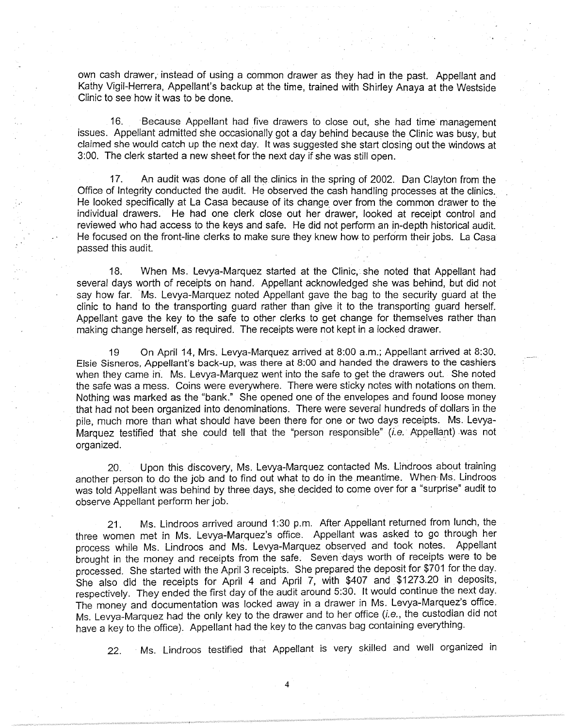own cash drawer, instead of using a common drawer as they had in the past. Appellant and Kathy Vigil-Herrera, Appellant's backup at the time, trained with Shirley Anaya at the Westside Clinic to see how it was to be done.

16. Because Appellant had five drawers to close out, she had time management issues. Appellant admitted she occasionally got a day behind because the Clinic was busy, but claimed she would catch up the next day. It was suggested she start closing out the windows at 3:00. The clerk started a new sheet for the next day if she was still open.

17. An audit was done of all the clinics in the spring of 2002. Dan Clayton from the Office of Integrity conducted the audit. He observed the cash handling processes at the clinics. He looked specifically at La Casa because of its change over from the common drawer to the individual drawers. He had one clerk close out her drawer, looked at receipt control and reviewed who had access to the keys and safe. He did not perform an in-depth historical audit. He focused on the front-line clerks to make sure they knew how to perform their jobs. La Casa passed this audit.

18. When Ms. Levya-Marquez started at the Clinic, she noted that Appellant had several days worth of receipts on hand. Appellant acknowledged she was behind, but did not say how far. Ms. Levya-Marquez noted Appellant gave the bag to the security guard at the clinic to hand to the transporting guard rather than give it to the transporting guard herself. Appellant gave the key to the safe to other clerks to get change for themselves rather than making change herself, as required. The receipts were not kept in a locked drawer.

19 On April 14, Mrs. Levya-Marquez arrived at 8:00 a.m.; Appellant arrived at 8:30. Elsie Sisneros, Appellant's back-up, was there at 8:00 and handed the drawers to the cashiers when they came in. Ms. Levya-Marquez went into the safe to get the drawers out. She noted the safe was a mess. Coins were everywhere. There were sticky notes with notations on them. Nothing was marked as the "bank." She opened one of the envelopes and found loose money that had not been organized into denominations. There were several hundreds of dollars in the pile, much more than what should have been there for one or two days receipts. Ms. Levya-Marquez testified that she could tell that the "person responsible" (*i.e.* Appellant) was not organized.

20. Upon this discovery, Ms. Levya-Marquez contacted Ms. Lindroos about training another person to do the job and to find out what to do in the meantime. When Ms. Lindroos was told Appellant was behind by three days, she decided to come over for a "surprise" audit to observe Appellant perform her job.

21. Ms. Lindroos arrived around 1:30 p.m. After Appellant returned from lunch, the three women met in Ms. Levya-Marquez's office. Appellant was asked to go through her process while Ms. Lindroos and Ms. Levya-Marquez observed and took notes. Appellant brought in the money and receipts from the safe. Seven days worth of receipts were to be processed. She started with the April 3 receipts. She prepared the deposit for $701 for the day. She also did the receipts for April 4 and April 7, with $407 and $1273.20 in deposits, respectively. They ended the first day of the audit around 5:30. It would continue the next day. The money and documentation was locked away in a drawer in Ms. Levya-Marquez's office. Ms. Levya-Marquez had the only key to the drawer and to her office (*i.e.*, the custodian did not have a key to the office). Appellant had the key to the canvas bag containing everything.

22. Ms. Lindroos testified that Appellant is very skilled and well organized in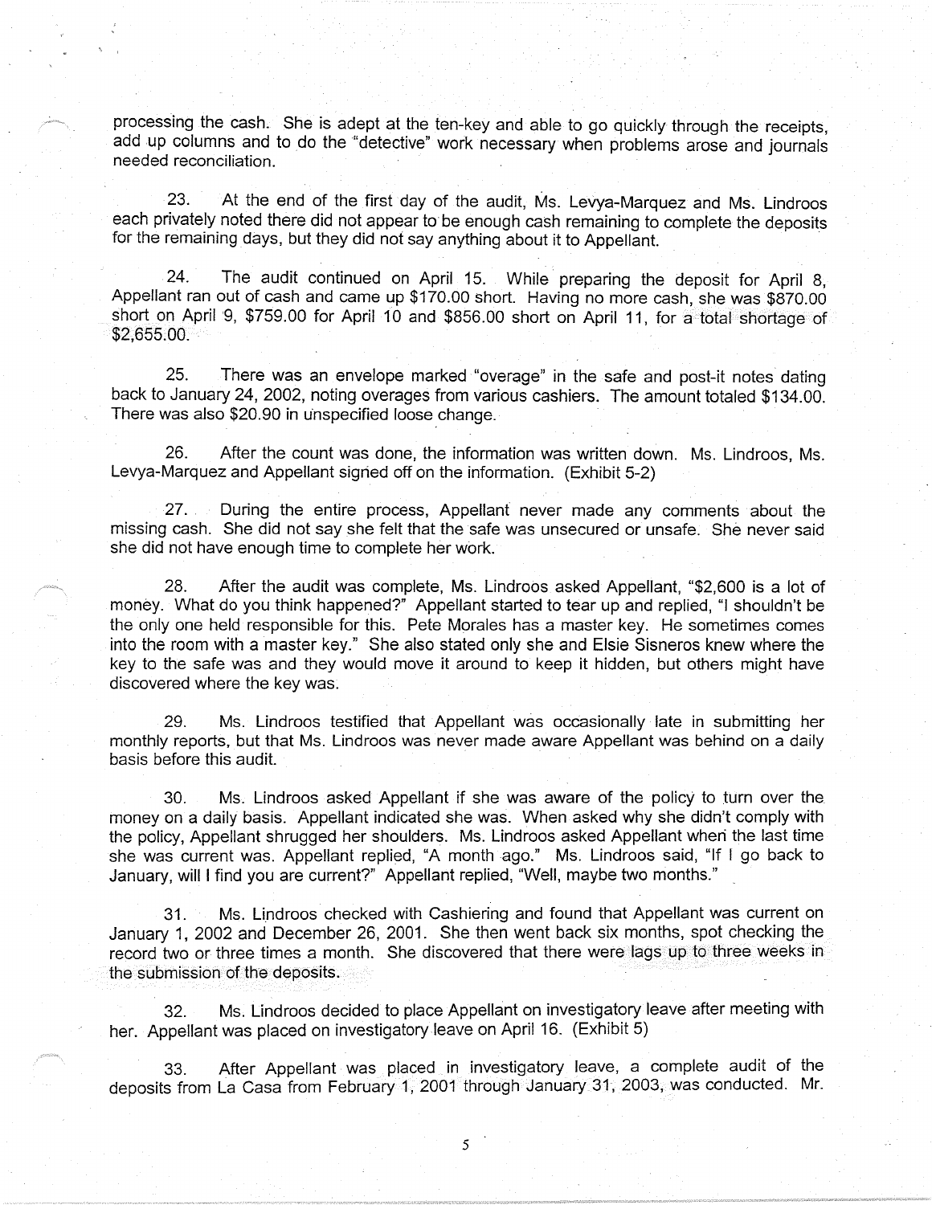processing the cash. She is adept at the ten-key and able to go quickly through the receipts, add up columns and to do the "detective" work necessary when problems arose and journals needed reconciliation.

23. At the end of the first day of the audit, Ms. Levya-Marquez and Ms. Lindroos each privately noted there did not appear to be enough cash remaining to complete the deposits for the remaining days, but they did not say anything about it to Appellant.

24. The audit continued on April 15. While preparing the deposit for April 8, Appellant ran out of cash and came up $170.00 short. Having no more cash, she was $870.00 short on April 9, $759.00 for April 10 and $856.00 short on April 11, for a total shortage of $2,655.00.

25. There was an envelope marked "overage" in the safe and post-it notes dating back to January 24, 2002, noting overages from various cashiers. The amount totaled $134.00. There was also $20.90 in unspecified loose change.

26. After the count was done, the information was written down. Ms. Lindroos, Ms. Levya-Marquez and Appellant signed off on the information. (Exhibit 5-2)

27. During the entire process, Appellant never made any comments about the missing cash. She did not say she felt that the safe was unsecured or unsafe. She never said she did not have enough time to complete her work.

28. After the audit was complete, Ms. Lindroos asked Appellant, "$2,600 is a lot of money. What do you think happened?" Appellant started to tear up and replied, "I shouldn't be the only one held responsible for this. Pete Morales has a master key. He sometimes comes into the room with a master key." She also stated only she and Elsie Sisneros knew where the key to the safe was and they would move it around to keep it hidden, but others might have discovered where the key was.

29. Ms. Lindroos testified that Appellant was occasionally late in submitting her monthly reports, but that Ms. Lindroos was never made aware Appellant was behind on a daily basis before this audit.

30. Ms. Lindroos asked Appellant if she was aware of the policy to turn over the money on a daily basis. Appellant indicated she was. When asked why she didn't comply with the policy, Appellant shrugged her shoulders. Ms. Lindroos asked Appellant when the last time she was current was. Appellant replied, "A month ago." Ms. Lindroos said, "If I go back to January, will I find you are current?" Appellant replied, "Well, maybe two months."

31. Ms. Lindroos checked with Cashiering and found that Appellant was current on January 1, 2002 and December 26, 2001. She then went back six months, spot checking the record two or three times a month. She discovered that there were lags up to three weeks in the submission of the deposits.

32. Ms. Lindroos decided to place Appellant on investigatory leave after meeting with her. Appellant was placed on investigatory leave on April 16. (Exhibit 5)

33. After Appellant was placed in investigatory leave, a complete audit of the deposits from La Casa from February 1, 2001 through January 31, 2003, was conducted. Mr.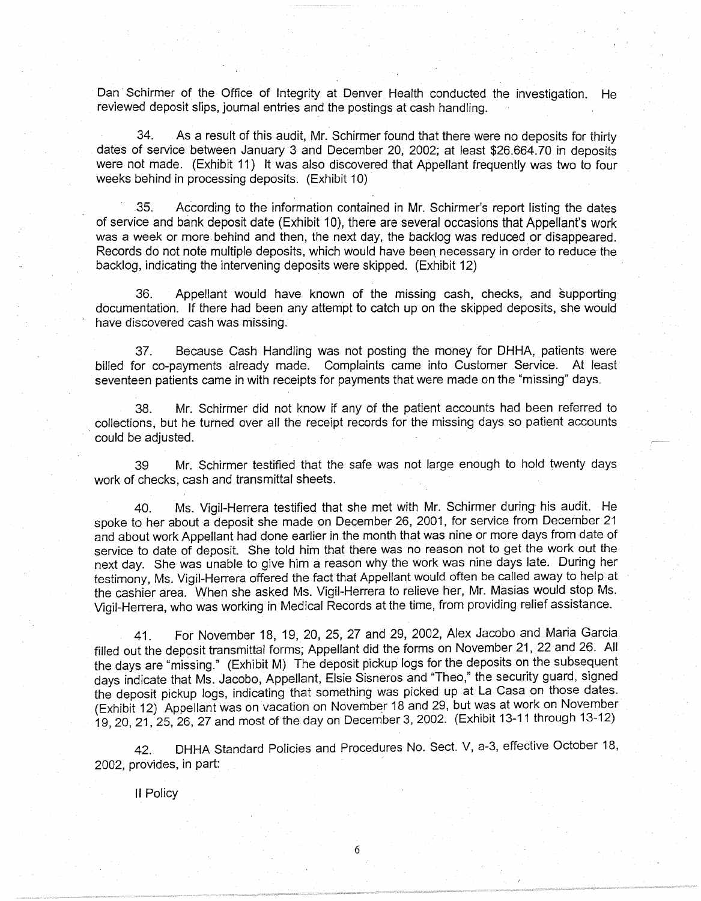Dan Schirmer of the Office of Integrity at Denver Health conducted the investigation. He reviewed deposit slips, journal entries and the postings at cash handling.

34. As a result of this audit, Mr. Schirmer found that there were no deposits for thirty dates of service between January 3 and December 20, 2002; at least $26.664.70 in deposits were not made. (Exhibit 11) It was also discovered that Appellant frequently was two to four weeks behind in processing deposits. (Exhibit 10)

35. According to the information contained in Mr. Schirmer's report listing the dates of service and bank deposit date (Exhibit 10), there are several occasions that Appellant's work was a week or more behind and then, the next day, the backlog was reduced or disappeared. Records do not note multiple deposits, which would have been necessary in order to reduce the backlog, indicating the intervening deposits were skipped. (Exhibit 12)

36. Appellant would have known of the missing cash, checks, and supporting documentation. If there had been any attempt to catch up on the skipped deposits, she would have discovered cash was missing.

37. Because Cash Handling was not posting the money for DHHA, patients were billed for co-payments already made. Complaints came into Customer Service. At least seventeen patients came in with receipts for payments that were made on the "missing" days.

38. Mr. Schirmer did not know if any of the patient accounts had been referred to collections, but he turned over all the receipt records for the missing days so patient accounts could be adjusted.

39 Mr. Schirmer testified that the safe was not large enough to hold twenty days work of checks, cash and transmittal sheets.

40. Ms. Vigil-Herrera testified that she met with Mr. Schirmer during his audit. He spoke to her about a deposit she made on December 26, 2001, for service from December 21 and about work Appellant had done earlier in the month that was nine or more days from date of service to date of deposit. She told him that there was no reason not to get the work out the next day. She was unable to give him a reason why the work was nine days late. During her testimony, Ms. Vigil-Herrera offered the fact that Appellant would often be called away to help at the cashier area. When she asked Ms. Vigil-Herrera to relieve her, Mr. Masias would stop Ms. Vigil-Herrera, who was working in Medical Records at the time, from providing relief assistance.

41. For November 18, 19, 20, 25, 27 and 29, 2002, Alex Jacobo and Maria Garcia filled out the deposit transmittal forms; Appellant did the forms on November 21, 22 and 26. All the days are "missing." (Exhibit M) The deposit pickup logs for the deposits on the subsequent days indicate that Ms. Jacobo, Appellant, Elsie Sisneros and "Theo," the security guard, signed the deposit pickup logs, indicating that something was picked up at La Casa on those dates. (Exhibit 12) Appellant was on vacation on November 18 and 29, but was at work on November 19, 20, 21, 25, 26, 27 and most of the day on December 3, 2002. (Exhibit 13-11 through 13-12)

42. DHHA Standard Policies and Procedures No. Sect. V, a-3, effective October 18, 2002, provides, in part:

II Policy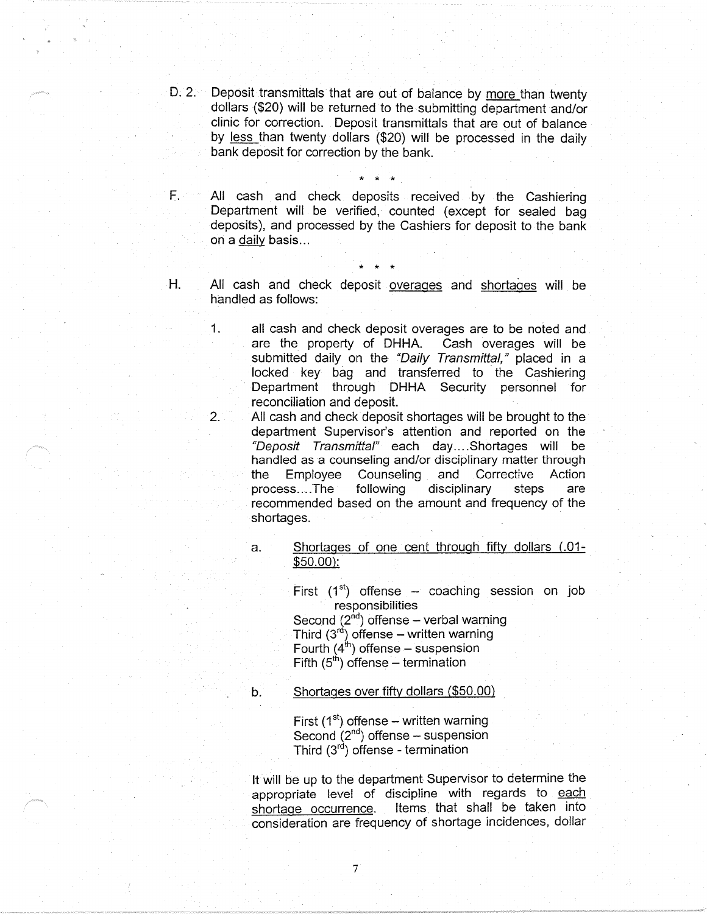D. 2. Deposit transmittals that are out of balance by <u>more</u> than twenty dollars ($20) will be returned to the submitting department and/or clinic for correction. Deposit transmittals that are out of balance by <u>less</u> than twenty dollars ($20) will be processed in the daily bank deposit for correction by the bank.

\* \* \*

F. All cash and check deposits received by the Cashiering Department will be verified, counted (except for sealed bag deposits), and processed by the Cashiers for deposit to the bank on a <u>daily</u> basis...

\* \* \*

H. All cash and check deposit <u>overages</u> and <u>shortages</u> will be handled as follows:

1. all cash and check deposit overages are to be noted and are the property of DHHA. Cash overages will be submitted daily on the *"Daily Transmittal,"* placed in a locked key bag and transferred to the Cashiering Department through DHHA Security personnel for reconciliation and deposit.
2. All cash and check deposit shortages will be brought to the department Supervisor's attention and reported on the *"Deposit Transmittal"* each day....Shortages will be handled as a counseling and/or disciplinary matter through the Employee Counseling and Corrective Action process....The following disciplinary steps are recommended based on the amount and frequency of the shortages.

   a. <u>Shortages of one cent through fifty dollars (.01-$50.00):</u>

      First (1st) offense – coaching session on job responsibilities
      Second (2nd) offense – verbal warning
      Third (3rd) offense – written warning
      Fourth (4th) offense – suspension
      Fifth (5th) offense – termination

   b. <u>Shortages over fifty dollars ($50.00)</u>

      First (1st) offense – written warning
      Second (2nd) offense – suspension
      Third (3rd) offense - termination

   It will be up to the department Supervisor to determine the appropriate level of discipline with regards to <u>each shortage occurrence</u>. Items that shall be taken into consideration are frequency of shortage incidences, dollar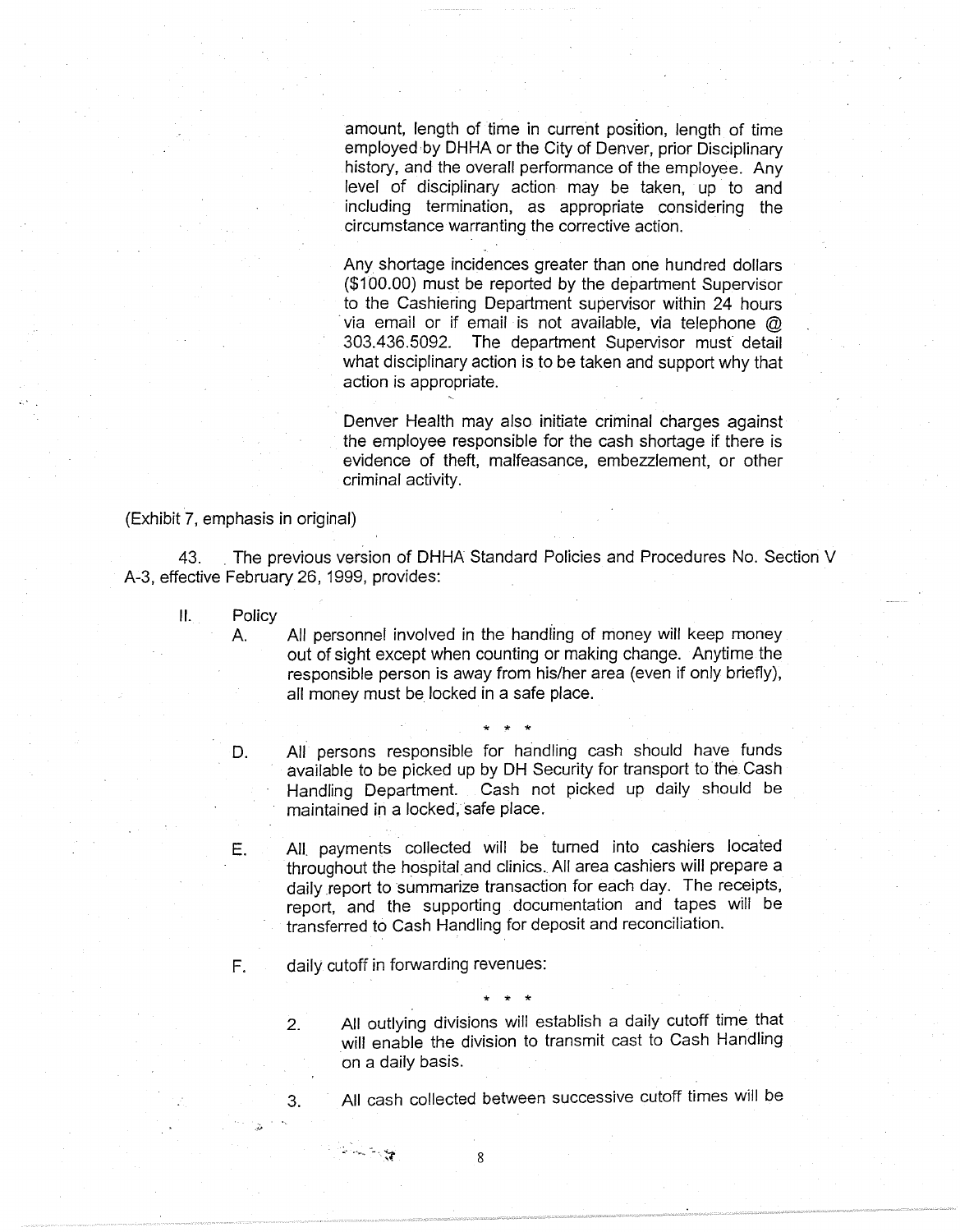amount, length of time in current position, length of time employed by DHHA or the City of Denver, prior Disciplinary history, and the overall performance of the employee. Any level of disciplinary action may be taken, up to and including termination, as appropriate considering the circumstance warranting the corrective action.

Any shortage incidences greater than one hundred dollars ($100.00) must be reported by the department Supervisor to the Cashiering Department supervisor within 24 hours via email or if email is not available, via telephone @ 303.436.5092. The department Supervisor must detail what disciplinary action is to be taken and support why that action is appropriate.

Denver Health may also initiate criminal charges against the employee responsible for the cash shortage if there is evidence of theft, malfeasance, embezzlement, or other criminal activity.

(Exhibit 7, emphasis in original)

43. The previous version of DHHA Standard Policies and Procedures No. Section V A-3, effective February 26, 1999, provides:

II. Policy

A. All personnel involved in the handling of money will keep money out of sight except when counting or making change. Anytime the responsible person is away from his/her area (even if only briefly), all money must be locked in a safe place.

\* \* \*

D. All persons responsible for handling cash should have funds available to be picked up by DH Security for transport to the Cash Handling Department. Cash not picked up daily should be maintained in a locked, safe place.

E. All payments collected will be turned into cashiers located throughout the hospital and clinics. All area cashiers will prepare a daily report to summarize transaction for each day. The receipts, report, and the supporting documentation and tapes will be transferred to Cash Handling for deposit and reconciliation.

F. daily cutoff in forwarding revenues:

\* \* \*

2. All outlying divisions will establish a daily cutoff time that will enable the division to transmit cast to Cash Handling on a daily basis.

3. All cash collected between successive cutoff times will be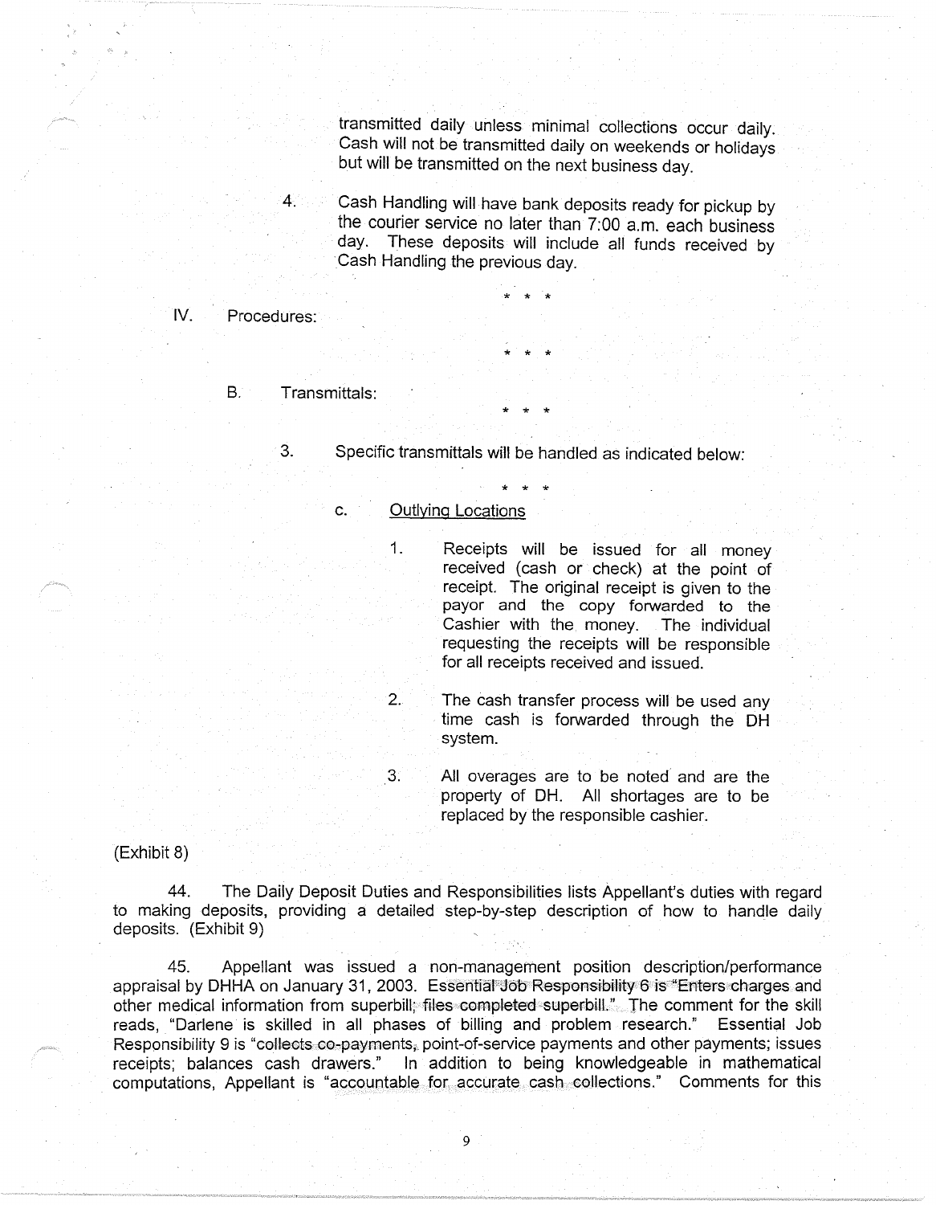transmitted daily unless minimal collections occur daily. Cash will not be transmitted daily on weekends or holidays but will be transmitted on the next business day.

4. Cash Handling will have bank deposits ready for pickup by the courier service no later than 7:00 a.m. each business day. These deposits will include all funds received by Cash Handling the previous day.

\* \* \*

IV. Procedures:

\* \* \*

B. Transmittals:

\* \* \*

3. Specific transmittals will be handled as indicated below:

\* \* \*

c. <u>Outlying Locations</u>

1. Receipts will be issued for all money received (cash or check) at the point of receipt. The original receipt is given to the payor and the copy forwarded to the Cashier with the money. The individual requesting the receipts will be responsible for all receipts received and issued.

2. The cash transfer process will be used any time cash is forwarded through the DH system.

3. All overages are to be noted and are the property of DH. All shortages are to be replaced by the responsible cashier.

(Exhibit 8)

44. The Daily Deposit Duties and Responsibilities lists Appellant's duties with regard to making deposits, providing a detailed step-by-step description of how to handle daily deposits. (Exhibit 9)

45. Appellant was issued a non-management position description/performance appraisal by DHHA on January 31, 2003. Essential Job Responsibility 6 is "Enters charges and other medical information from superbill; files completed superbill." The comment for the skill reads, "Darlene is skilled in all phases of billing and problem research." Essential Job Responsibility 9 is "collects co-payments, point-of-service payments and other payments; issues receipts; balances cash drawers." In addition to being knowledgeable in mathematical computations, Appellant is "accountable for accurate cash collections." Comments for this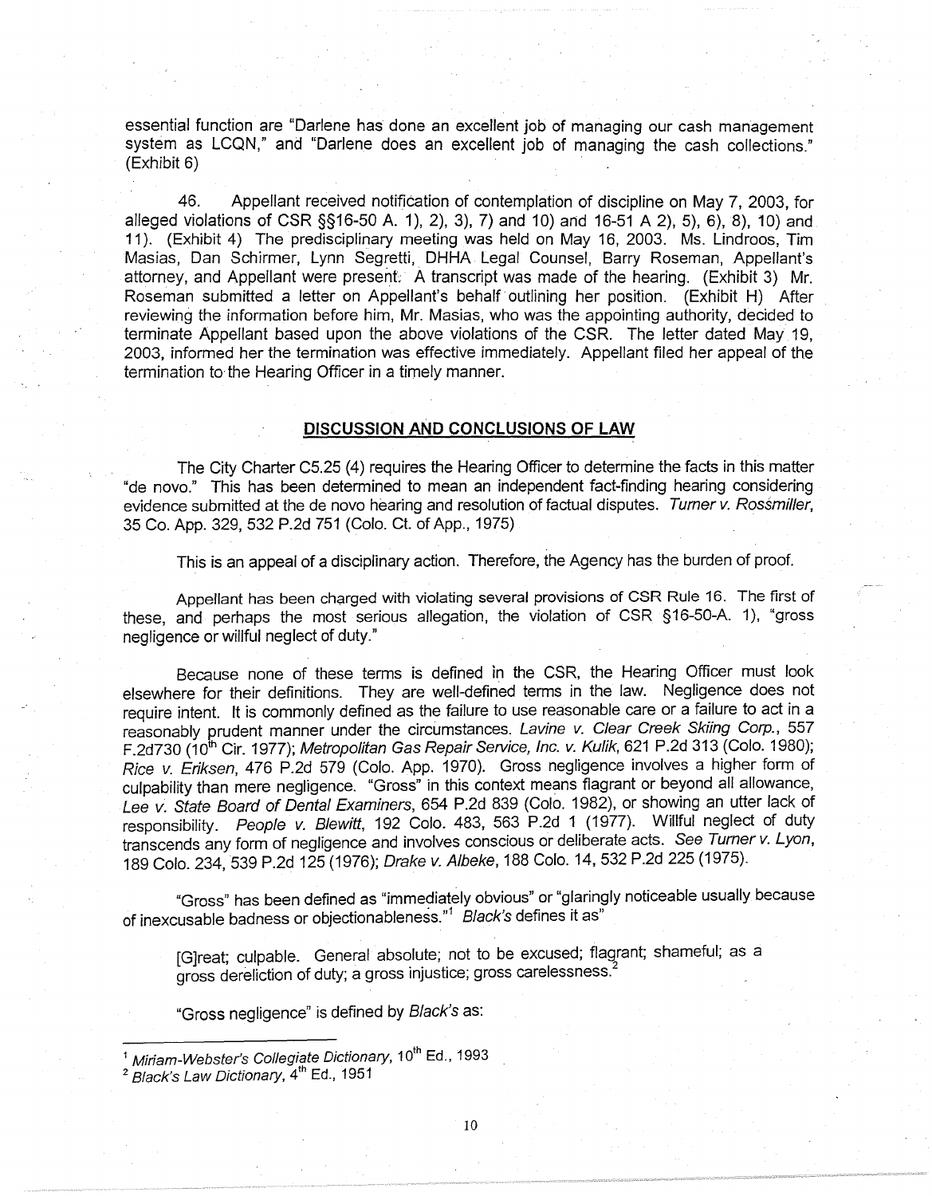essential function are "Darlene has done an excellent job of managing our cash management system as LCQN," and "Darlene does an excellent job of managing the cash collections." (Exhibit 6)

46. Appellant received notification of contemplation of discipline on May 7, 2003, for alleged violations of CSR §§16-50 A. 1), 2), 3), 7) and 10) and 16-51 A 2), 5), 6), 8), 10) and 11). (Exhibit 4) The predisciplinary meeting was held on May 16, 2003. Ms. Lindroos, Tim Masias, Dan Schirmer, Lynn Segretti, DHHA Legal Counsel, Barry Roseman, Appellant's attorney, and Appellant were present. A transcript was made of the hearing. (Exhibit 3) Mr. Roseman submitted a letter on Appellant's behalf outlining her position. (Exhibit H) After reviewing the information before him, Mr. Masias, who was the appointing authority, decided to terminate Appellant based upon the above violations of the CSR. The letter dated May 19, 2003, informed her the termination was effective immediately. Appellant filed her appeal of the termination to the Hearing Officer in a timely manner.

## DISCUSSION AND CONCLUSIONS OF LAW

The City Charter C5.25 (4) requires the Hearing Officer to determine the facts in this matter "de novo." This has been determined to mean an independent fact-finding hearing considering evidence submitted at the de novo hearing and resolution of factual disputes. *Turner v. Rossmiller*, 35 Co. App. 329, 532 P.2d 751 (Colo. Ct. of App., 1975)

This is an appeal of a disciplinary action. Therefore, the Agency has the burden of proof.

Appellant has been charged with violating several provisions of CSR Rule 16. The first of these, and perhaps the most serious allegation, the violation of CSR §16-50-A. 1), "gross negligence or willful neglect of duty."

Because none of these terms is defined in the CSR, the Hearing Officer must look elsewhere for their definitions. They are well-defined terms in the law. Negligence does not require intent. It is commonly defined as the failure to use reasonable care or a failure to act in a reasonably prudent manner under the circumstances. *Lavine v. Clear Creek Skiing Corp.*, 557 F.2d730 (10th Cir. 1977); *Metropolitan Gas Repair Service, Inc. v. Kulik*, 621 P.2d 313 (Colo. 1980); *Rice v. Eriksen*, 476 P.2d 579 (Colo. App. 1970). Gross negligence involves a higher form of culpability than mere negligence. "Gross" in this context means flagrant or beyond all allowance, *Lee v. State Board of Dental Examiners*, 654 P.2d 839 (Colo. 1982), or showing an utter lack of responsibility. *People v. Blewitt*, 192 Colo. 483, 563 P.2d 1 (1977). Willful neglect of duty transcends any form of negligence and involves conscious or deliberate acts. *See Turner v. Lyon*, 189 Colo. 234, 539 P.2d 125 (1976); *Drake v. Albeke*, 188 Colo. 14, 532 P.2d 225 (1975).

"Gross" has been defined as "immediately obvious" or "glaringly noticeable usually because of inexcusable badness or objectionableness."[1] *Black's* defines it as"

> [G]reat; culpable. General absolute; not to be excused; flagrant; shameful; as a gross dereliction of duty; a gross injustice; gross carelessness.[2]

"Gross negligence" is defined by *Black's* as:

---

[1] *Miriam-Webster's Collegiate Dictionary*, 10th Ed., 1993

[2] *Black's Law Dictionary*, 4th Ed., 1951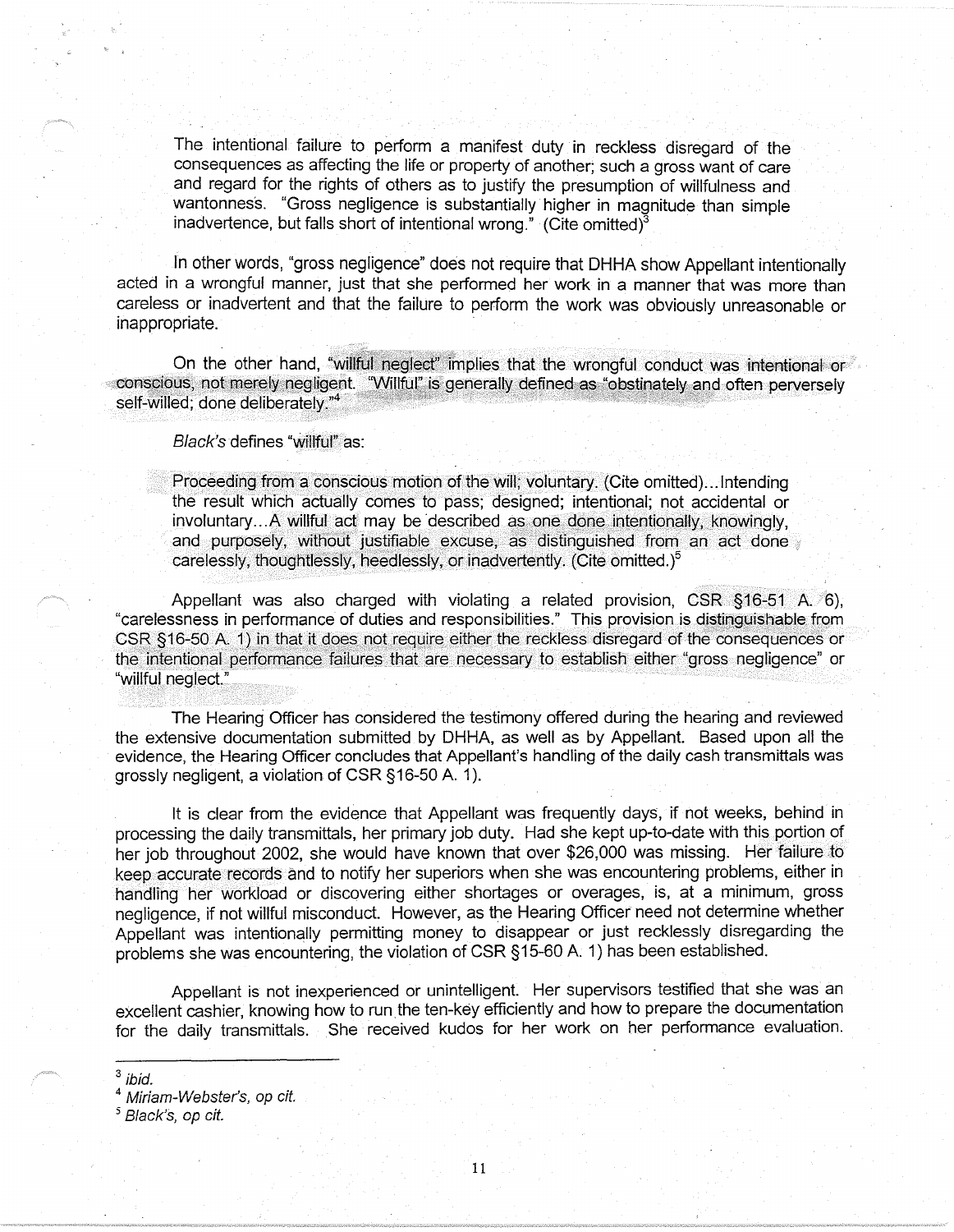> The intentional failure to perform a manifest duty in reckless disregard of the consequences as affecting the life or property of another; such a gross want of care and regard for the rights of others as to justify the presumption of willfulness and wantonness. "Gross negligence is substantially higher in magnitude than simple inadvertence, but falls short of intentional wrong." (Cite omitted)[3]

In other words, "gross negligence" does not require that DHHA show Appellant intentionally acted in a wrongful manner, just that she performed her work in a manner that was more than careless or inadvertent and that the failure to perform the work was obviously unreasonable or inappropriate.

On the other hand, "willful neglect" implies that the wrongful conduct was intentional or conscious, not merely negligent. "Willful" is generally defined as "obstinately and often perversely self-willed; done deliberately."[4]

*Black's* defines "willful" as:

> Proceeding from a conscious motion of the will; voluntary. (Cite omitted)...Intending the result which actually comes to pass; designed; intentional; not accidental or involuntary...A willful act may be described as one done intentionally, knowingly, and purposely, without justifiable excuse, as distinguished from an act done carelessly, thoughtlessly, heedlessly, or inadvertently. (Cite omitted.)[5]

Appellant was also charged with violating a related provision, CSR §16-51 A. 6), "carelessness in performance of duties and responsibilities." This provision is distinguishable from CSR §16-50 A. 1) in that it does not require either the reckless disregard of the consequences or the intentional performance failures that are necessary to establish either "gross negligence" or "willful neglect."

The Hearing Officer has considered the testimony offered during the hearing and reviewed the extensive documentation submitted by DHHA, as well as by Appellant. Based upon all the evidence, the Hearing Officer concludes that Appellant's handling of the daily cash transmittals was grossly negligent, a violation of CSR §16-50 A. 1).

It is clear from the evidence that Appellant was frequently days, if not weeks, behind in processing the daily transmittals, her primary job duty. Had she kept up-to-date with this portion of her job throughout 2002, she would have known that over $26,000 was missing. Her failure to keep accurate records and to notify her superiors when she was encountering problems, either in handling her workload or discovering either shortages or overages, is, at a minimum, gross negligence, if not willful misconduct. However, as the Hearing Officer need not determine whether Appellant was intentionally permitting money to disappear or just recklessly disregarding the problems she was encountering, the violation of CSR §15-60 A. 1) has been established.

Appellant is not inexperienced or unintelligent. Her supervisors testified that she was an excellent cashier, knowing how to run the ten-key efficiently and how to prepare the documentation for the daily transmittals. She received kudos for her work on her performance evaluation.

---

[3] *ibid.*

[4] *Miriam-Webster's, op cit.*

[5] *Black's, op cit.*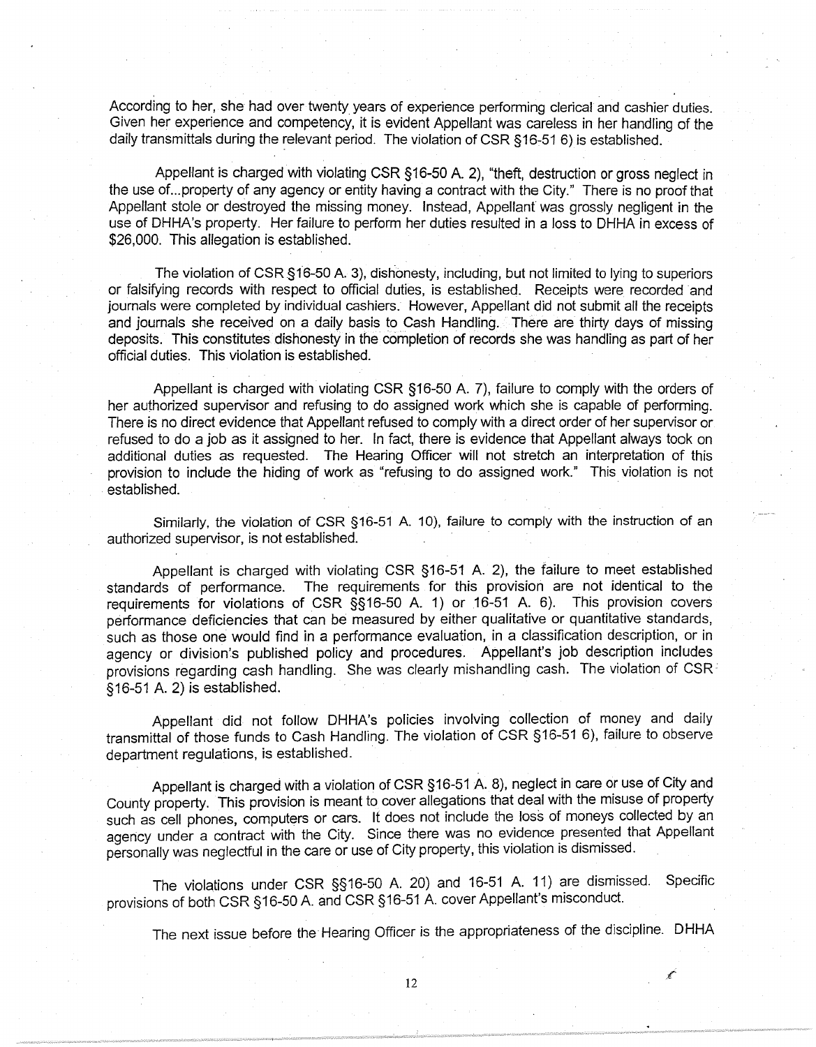According to her, she had over twenty years of experience performing clerical and cashier duties. Given her experience and competency, it is evident Appellant was careless in her handling of the daily transmittals during the relevant period. The violation of CSR §16-51 6) is established.

Appellant is charged with violating CSR §16-50 A. 2), "theft, destruction or gross neglect in the use of...property of any agency or entity having a contract with the City." There is no proof that Appellant stole or destroyed the missing money. Instead, Appellant was grossly negligent in the use of DHHA's property. Her failure to perform her duties resulted in a loss to DHHA in excess of $26,000. This allegation is established.

The violation of CSR §16-50 A. 3), dishonesty, including, but not limited to lying to superiors or falsifying records with respect to official duties, is established. Receipts were recorded and journals were completed by individual cashiers. However, Appellant did not submit all the receipts and journals she received on a daily basis to Cash Handling. There are thirty days of missing deposits. This constitutes dishonesty in the completion of records she was handling as part of her official duties. This violation is established.

Appellant is charged with violating CSR §16-50 A. 7), failure to comply with the orders of her authorized supervisor and refusing to do assigned work which she is capable of performing. There is no direct evidence that Appellant refused to comply with a direct order of her supervisor or refused to do a job as it assigned to her. In fact, there is evidence that Appellant always took on additional duties as requested. The Hearing Officer will not stretch an interpretation of this provision to include the hiding of work as "refusing to do assigned work." This violation is not established.

Similarly, the violation of CSR §16-51 A. 10), failure to comply with the instruction of an authorized supervisor, is not established.

Appellant is charged with violating CSR §16-51 A. 2), the failure to meet established standards of performance. The requirements for this provision are not identical to the requirements for violations of CSR §§16-50 A. 1) or 16-51 A. 6). This provision covers performance deficiencies that can be measured by either qualitative or quantitative standards, such as those one would find in a performance evaluation, in a classification description, or in agency or division's published policy and procedures. Appellant's job description includes provisions regarding cash handling. She was clearly mishandling cash. The violation of CSR §16-51 A. 2) is established.

Appellant did not follow DHHA's policies involving collection of money and daily transmittal of those funds to Cash Handling. The violation of CSR §16-51 6), failure to observe department regulations, is established.

Appellant is charged with a violation of CSR §16-51 A. 8), neglect in care or use of City and County property. This provision is meant to cover allegations that deal with the misuse of property such as cell phones, computers or cars. It does not include the loss of moneys collected by an agency under a contract with the City. Since there was no evidence presented that Appellant personally was neglectful in the care or use of City property, this violation is dismissed.

The violations under CSR §§16-50 A. 20) and 16-51 A. 11) are dismissed. Specific provisions of both CSR §16-50 A. and CSR §16-51 A. cover Appellant's misconduct.

The next issue before the Hearing Officer is the appropriateness of the discipline. DHHA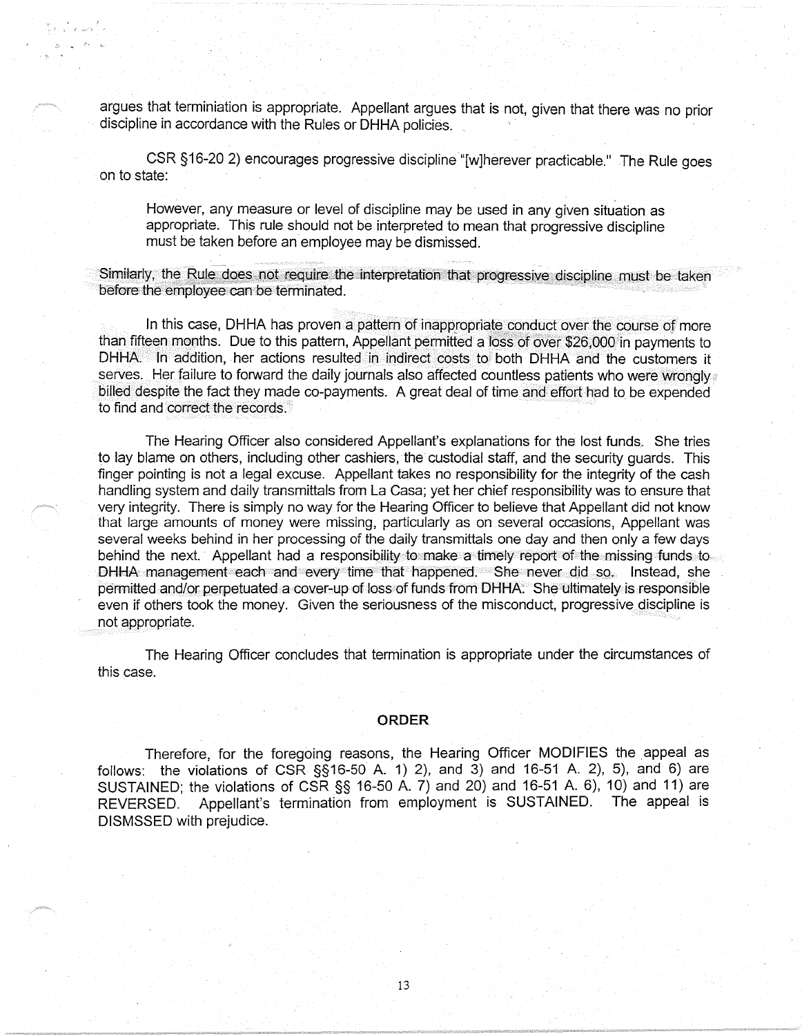argues that terminiation is appropriate. Appellant argues that is not, given that there was no prior discipline in accordance with the Rules or DHHA policies.

CSR §16-20 2) encourages progressive discipline "[w]herever practicable." The Rule goes on to state:

> However, any measure or level of discipline may be used in any given situation as appropriate. This rule should not be interpreted to mean that progressive discipline must be taken before an employee may be dismissed.

Similarly, the Rule does not require the interpretation that progressive discipline must be taken before the employee can be terminated.

In this case, DHHA has proven a pattern of inappropriate conduct over the course of more than fifteen months. Due to this pattern, Appellant permitted a loss of over $26,000 in payments to DHHA. In addition, her actions resulted in indirect costs to both DHHA and the customers it serves. Her failure to forward the daily journals also affected countless patients who were wrongly billed despite the fact they made co-payments. A great deal of time and effort had to be expended to find and correct the records.

The Hearing Officer also considered Appellant's explanations for the lost funds. She tries to lay blame on others, including other cashiers, the custodial staff, and the security guards. This finger pointing is not a legal excuse. Appellant takes no responsibility for the integrity of the cash handling system and daily transmittals from La Casa; yet her chief responsibility was to ensure that very integrity. There is simply no way for the Hearing Officer to believe that Appellant did not know that large amounts of money were missing, particularly as on several occasions, Appellant was several weeks behind in her processing of the daily transmittals one day and then only a few days behind the next. Appellant had a responsibility to make a timely report of the missing funds to DHHA management each and every time that happened. She never did so. Instead, she permitted and/or perpetuated a cover-up of loss of funds from DHHA. She ultimately is responsible even if others took the money. Given the seriousness of the misconduct, progressive discipline is not appropriate.

The Hearing Officer concludes that termination is appropriate under the circumstances of this case.

## ORDER

Therefore, for the foregoing reasons, the Hearing Officer MODIFIES the appeal as follows: the violations of CSR §§16-50 A. 1) 2), and 3) and 16-51 A. 2), 5), and 6) are SUSTAINED; the violations of CSR §§ 16-50 A. 7) and 20) and 16-51 A. 6), 10) and 11) are REVERSED. Appellant's termination from employment is SUSTAINED. The appeal is DISMSSED with prejudice.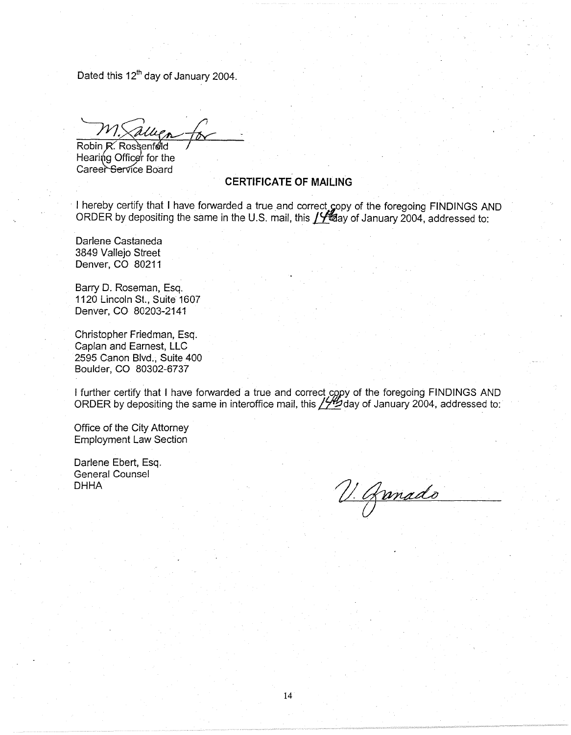Dated this 12th day of January 2004.

M. Sallego for

Robin R. Rossenfeld
Hearing Officer for the
Career Service Board

**CERTIFICATE OF MAILING**

I hereby certify that I have forwarded a true and correct copy of the foregoing FINDINGS AND ORDER by depositing the same in the U.S. mail, this 14th day of January 2004, addressed to:

Darlene Castaneda
3849 Vallejo Street
Denver, CO 80211

Barry D. Roseman, Esq.
1120 Lincoln St., Suite 1607
Denver, CO 80203-2141

Christopher Friedman, Esq.
Caplan and Earnest, LLC
2595 Canon Blvd., Suite 400
Boulder, CO 80302-6737

I further certify that I have forwarded a true and correct copy of the foregoing FINDINGS AND ORDER by depositing the same in interoffice mail, this 14th day of January 2004, addressed to:

Office of the City Attorney
Employment Law Section

Darlene Ebert, Esq.
General Counsel
DHHA

V. Granado